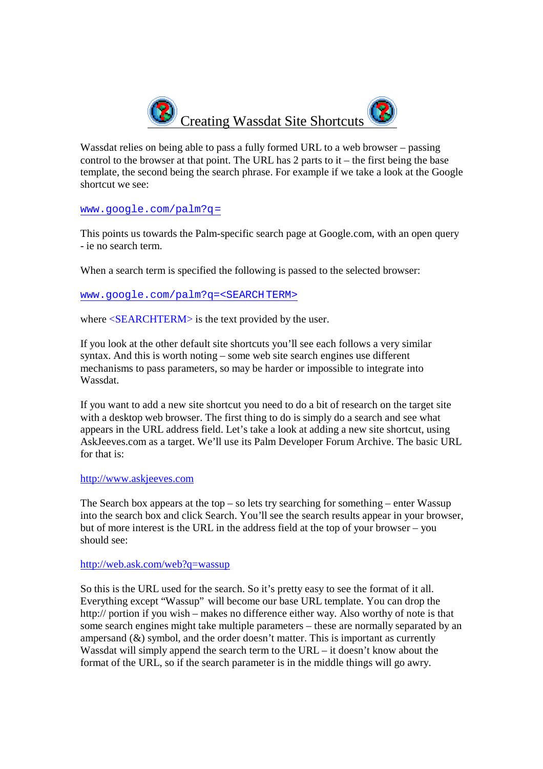# Creating Wassdat Site Shortcuts

Wassdat relies on being able to pass a fully formed URL to a web browser – passing control to the browser at that point. The URL has 2 parts to it – the first being the base template, the second being the search phrase. For example if we take a look at the Google shortcut we see:

`www.google.com/palm?q=`

This points us towards the Palm-specific search page at Google.com, with an open query - ie no search term.

When a search term is specified the following is passed to the selected browser:

`www.google.com/palm?q=<SEARCHTERM>`

where <SEARCHTERM> is the text provided by the user.

If you look at the other default site shortcuts you'll see each follows a very similar syntax. And this is worth noting – some web site search engines use different mechanisms to pass parameters, so may be harder or impossible to integrate into Wassdat.

If you want to add a new site shortcut you need to do a bit of research on the target site with a desktop web browser. The first thing to do is simply do a search and see what appears in the URL address field. Let's take a look at adding a new site shortcut, using AskJeeves.com as a target. We'll use its Palm Developer Forum Archive. The basic URL for that is:

http://www.askjeeves.com

The Search box appears at the top – so lets try searching for something – enter Wassup into the search box and click Search. You'll see the search results appear in your browser, but of more interest is the URL in the address field at the top of your browser – you should see:

http://web.ask.com/web?q=wassup

So this is the URL used for the search. So it's pretty easy to see the format of it all. Everything except "Wassup" will become our base URL template. You can drop the http:// portion if you wish – makes no difference either way. Also worthy of note is that some search engines might take multiple parameters – these are normally separated by an ampersand (&) symbol, and the order doesn't matter. This is important as currently Wassdat will simply append the search term to the URL – it doesn't know about the format of the URL, so if the search parameter is in the middle things will go awry.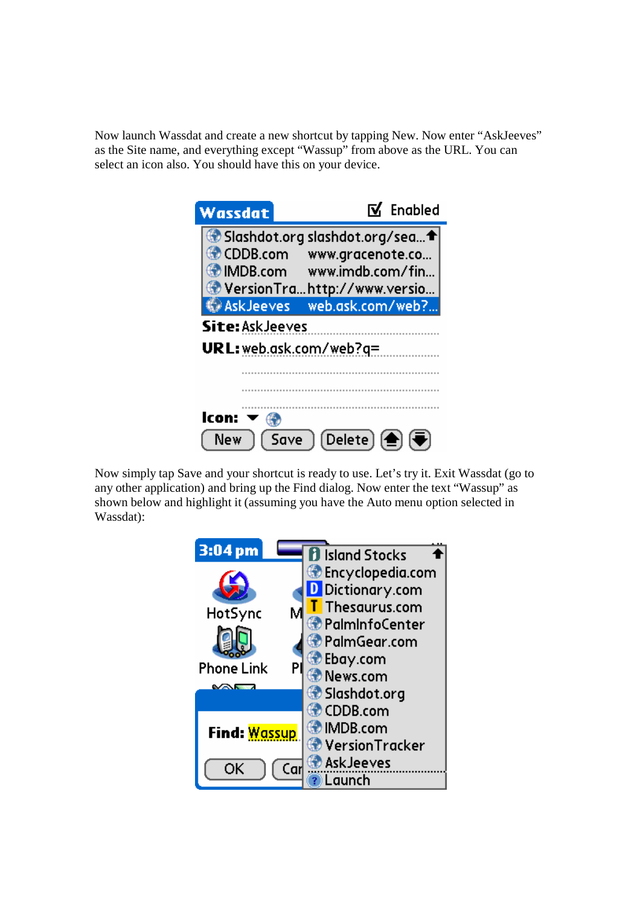Now launch Wassdat and create a new shortcut by tapping New. Now enter “AskJeeves” as the Site name, and everything except “Wassup” from above as the URL. You can select an icon also. You should have this on your device.

Now simply tap Save and your shortcut is ready to use. Let’s try it. Exit Wassdat (go to any other application) and bring up the Find dialog. Now enter the text “Wassup” as shown below and highlight it (assuming you have the Auto menu option selected in Wassdat):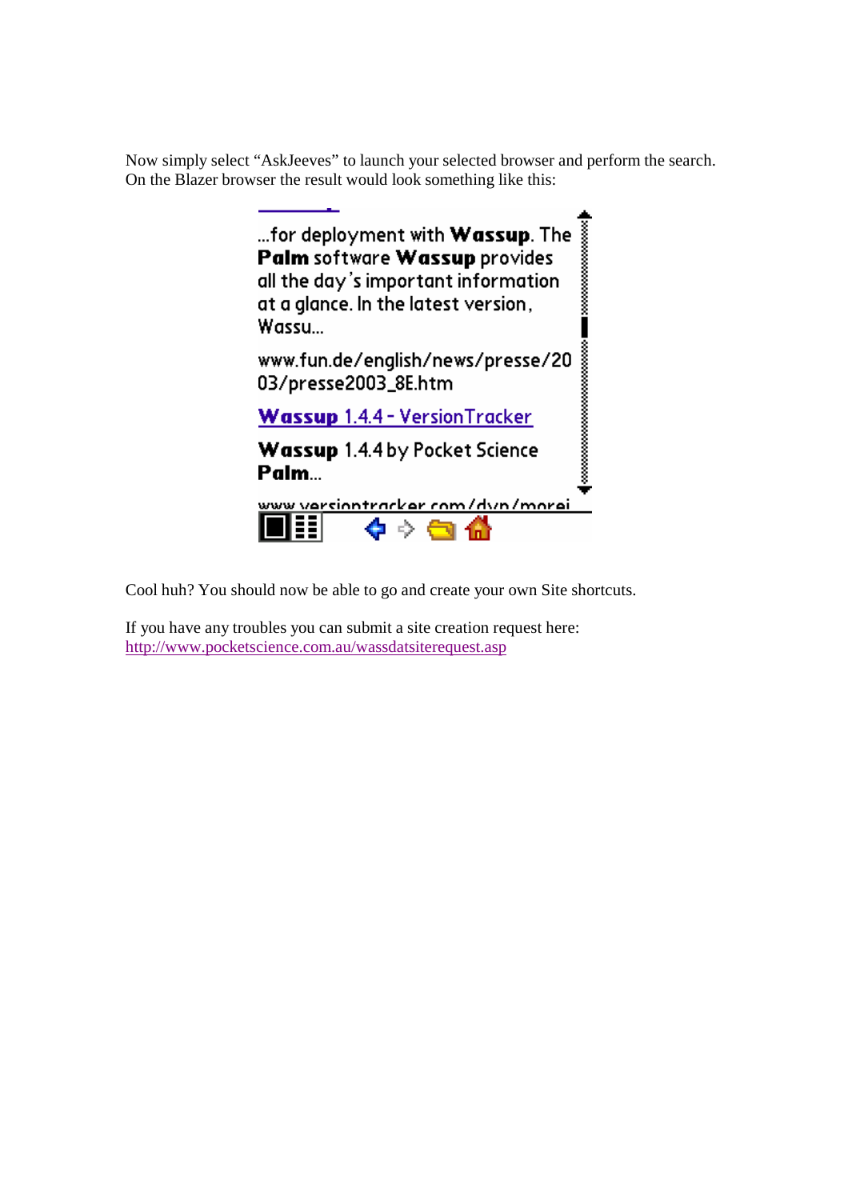Now simply select "AskJeeves" to launch your selected browser and perform the search. On the Blazer browser the result would look something like this:

Cool huh? You should now be able to go and create your own Site shortcuts.

If you have any troubles you can submit a site creation request here: http://www.pocketscience.com.au/wassdatsiterequest.asp